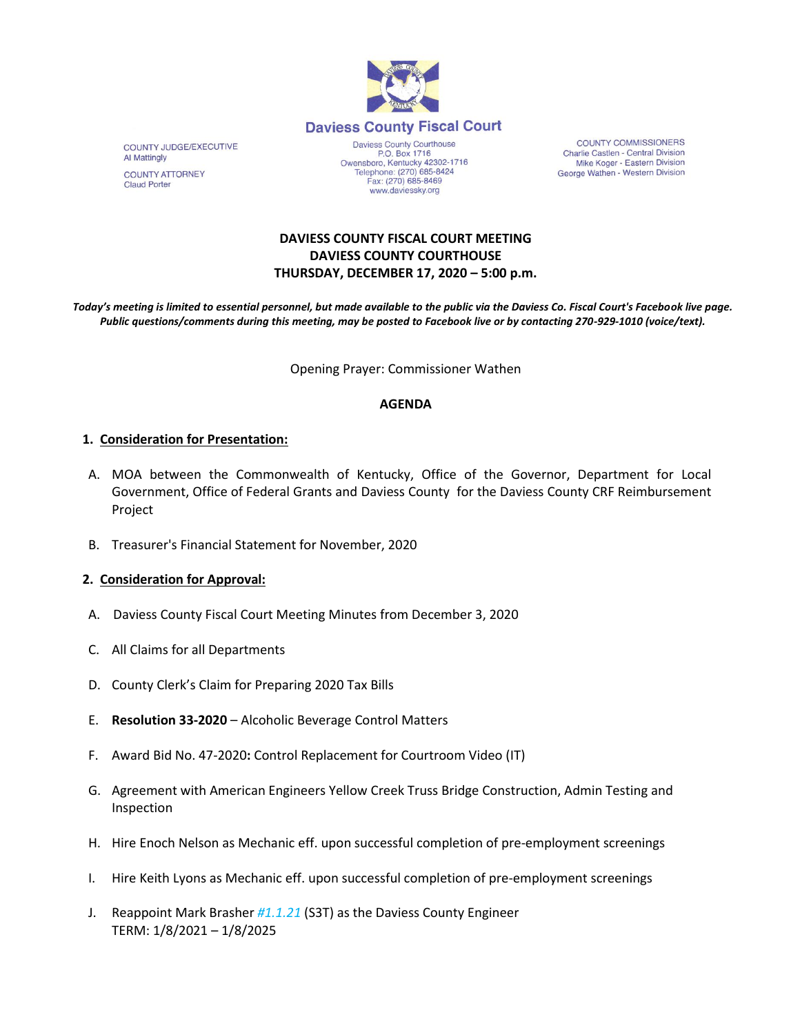## Daviess County Fiscal Court

COUNTY JUDGE/EXECUTIVE
Al Mattingly

COUNTY ATTORNEY
Claud Porter

Daviess County Courthouse
P.O. Box 1716
Owensboro, Kentucky 42302-1716
Telephone: (270) 685-8424
Fax: (270) 685-8469
www.daviessky.org

COUNTY COMMISSIONERS
Charlie Castlen - Central Division
Mike Koger - Eastern Division
George Wathen - Western Division

**DAVIESS COUNTY FISCAL COURT MEETING**
**DAVIESS COUNTY COURTHOUSE**
**THURSDAY, DECEMBER 17, 2020 – 5:00 p.m.**

***Today's meeting is limited to essential personnel, but made available to the public via the Daviess Co. Fiscal Court's Facebook live page. Public questions/comments during this meeting, may be posted to Facebook live or by contacting 270-929-1010 (voice/text).***

Opening Prayer: Commissioner Wathen

**AGENDA**

**1. Consideration for Presentation:**

A. MOA between the Commonwealth of Kentucky, Office of the Governor, Department for Local Government, Office of Federal Grants and Daviess County for the Daviess County CRF Reimbursement Project

B. Treasurer's Financial Statement for November, 2020

**2. Consideration for Approval:**

A. Daviess County Fiscal Court Meeting Minutes from December 3, 2020

C. All Claims for all Departments

D. County Clerk's Claim for Preparing 2020 Tax Bills

E. **Resolution 33-2020** – Alcoholic Beverage Control Matters

F. Award Bid No. 47-2020**:** Control Replacement for Courtroom Video (IT)

G. Agreement with American Engineers Yellow Creek Truss Bridge Construction, Admin Testing and Inspection

H. Hire Enoch Nelson as Mechanic eff. upon successful completion of pre-employment screenings

I. Hire Keith Lyons as Mechanic eff. upon successful completion of pre-employment screenings

J. Reappoint Mark Brasher *#1.1.21* (S3T) as the Daviess County Engineer
TERM: 1/8/2021 – 1/8/2025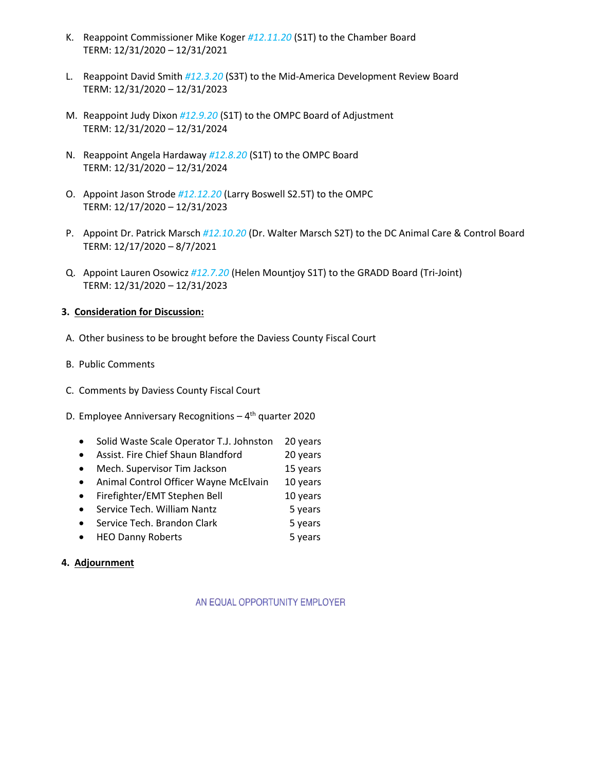K. Reappoint Commissioner Mike Koger *#12.11.20* (S1T) to the Chamber Board
   TERM: 12/31/2020 – 12/31/2021

L. Reappoint David Smith *#12.3.20* (S3T) to the Mid-America Development Review Board
   TERM: 12/31/2020 – 12/31/2023

M. Reappoint Judy Dixon *#12.9.20* (S1T) to the OMPC Board of Adjustment
   TERM: 12/31/2020 – 12/31/2024

N. Reappoint Angela Hardaway *#12.8.20* (S1T) to the OMPC Board
   TERM: 12/31/2020 – 12/31/2024

O. Appoint Jason Strode *#12.12.20* (Larry Boswell S2.5T) to the OMPC
   TERM: 12/17/2020 – 12/31/2023

P. Appoint Dr. Patrick Marsch *#12.10.20* (Dr. Walter Marsch S2T) to the DC Animal Care & Control Board
   TERM: 12/17/2020 – 8/7/2021

Q. Appoint Lauren Osowicz *#12.7.20* (Helen Mountjoy S1T) to the GRADD Board (Tri-Joint)
   TERM: 12/31/2020 – 12/31/2023

**3. <u>Consideration for Discussion:</u>**

A. Other business to be brought before the Daviess County Fiscal Court

B. Public Comments

C. Comments by Daviess County Fiscal Court

D. Employee Anniversary Recognitions – 4th quarter 2020

- Solid Waste Scale Operator T.J. Johnston 20 years
- Assist. Fire Chief Shaun Blandford 20 years
- Mech. Supervisor Tim Jackson 15 years
- Animal Control Officer Wayne McElvain 10 years
- Firefighter/EMT Stephen Bell 10 years
- Service Tech. William Nantz 5 years
- Service Tech. Brandon Clark 5 years
- HEO Danny Roberts 5 years

**4. <u>Adjournment</u>**

AN EQUAL OPPORTUNITY EMPLOYER